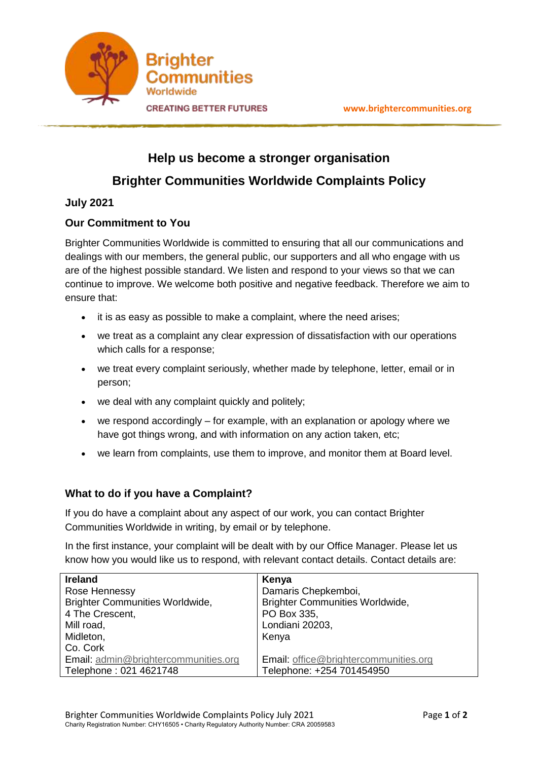Brighter Communities Worldwide

CREATING BETTER FUTURES

www.brightercommunities.org

# Help us become a stronger organisation

# Brighter Communities Worldwide Complaints Policy

**July 2021**

## Our Commitment to You

Brighter Communities Worldwide is committed to ensuring that all our communications and dealings with our members, the general public, our supporters and all who engage with us are of the highest possible standard. We listen and respond to your views so that we can continue to improve. We welcome both positive and negative feedback. Therefore we aim to ensure that:

- it is as easy as possible to make a complaint, where the need arises;
- we treat as a complaint any clear expression of dissatisfaction with our operations which calls for a response;
- we treat every complaint seriously, whether made by telephone, letter, email or in person;
- we deal with any complaint quickly and politely;
- we respond accordingly – for example, with an explanation or apology where we have got things wrong, and with information on any action taken, etc;
- we learn from complaints, use them to improve, and monitor them at Board level.

## What to do if you have a Complaint?

If you do have a complaint about any aspect of our work, you can contact Brighter Communities Worldwide in writing, by email or by telephone.

In the first instance, your complaint will be dealt with by our Office Manager. Please let us know how you would like us to respond, with relevant contact details. Contact details are:

| **Ireland** | **Kenya** |
|---|---|
| Rose Hennessy<br>Brighter Communities Worldwide,<br>4 The Crescent,<br>Mill road,<br>Midleton,<br>Co. Cork | Damaris Chepkemboi,<br>Brighter Communities Worldwide,<br>PO Box 335,<br>Londiani 20203,<br>Kenya |
| Email: admin@brightercommunities.org<br>Telephone : 021 4621748 | Email: office@brightercommunities.org<br>Telephone: +254 701454950 |

Charity Registration Number: CHY16505 • Charity Regulatory Authority Number: CRA 20059583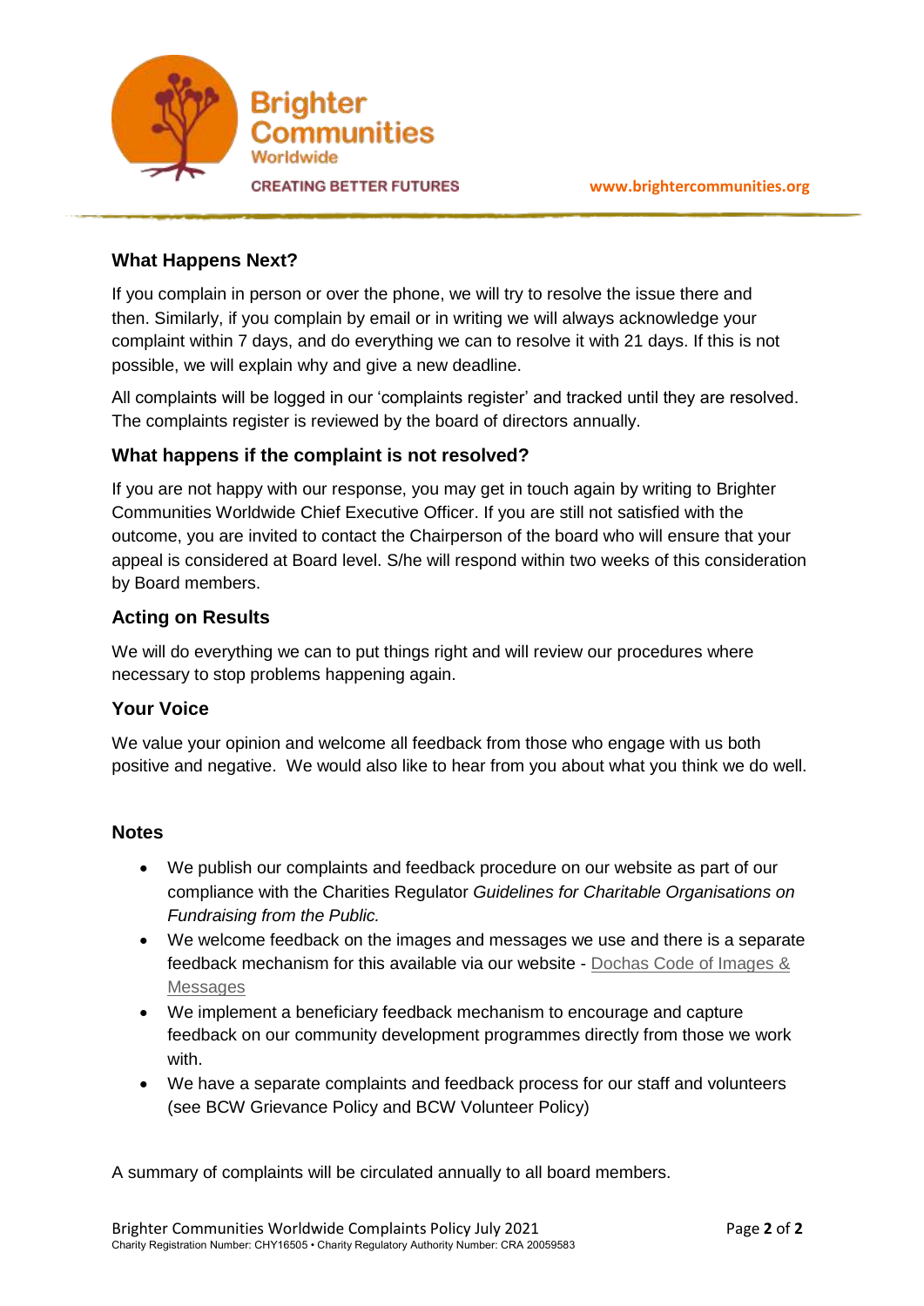### What Happens Next?

If you complain in person or over the phone, we will try to resolve the issue there and then. Similarly, if you complain by email or in writing we will always acknowledge your complaint within 7 days, and do everything we can to resolve it with 21 days. If this is not possible, we will explain why and give a new deadline.

All complaints will be logged in our 'complaints register' and tracked until they are resolved. The complaints register is reviewed by the board of directors annually.

### What happens if the complaint is not resolved?

If you are not happy with our response, you may get in touch again by writing to Brighter Communities Worldwide Chief Executive Officer. If you are still not satisfied with the outcome, you are invited to contact the Chairperson of the board who will ensure that your appeal is considered at Board level. S/he will respond within two weeks of this consideration by Board members.

### Acting on Results

We will do everything we can to put things right and will review our procedures where necessary to stop problems happening again.

### Your Voice

We value your opinion and welcome all feedback from those who engage with us both positive and negative.  We would also like to hear from you about what you think we do well.

### Notes

- We publish our complaints and feedback procedure on our website as part of our compliance with the Charities Regulator *Guidelines for Charitable Organisations on Fundraising from the Public.*
- We welcome feedback on the images and messages we use and there is a separate feedback mechanism for this available via our website - Dochas Code of Images & Messages
- We implement a beneficiary feedback mechanism to encourage and capture feedback on our community development programmes directly from those we work with.
- We have a separate complaints and feedback process for our staff and volunteers (see BCW Grievance Policy and BCW Volunteer Policy)

A summary of complaints will be circulated annually to all board members.